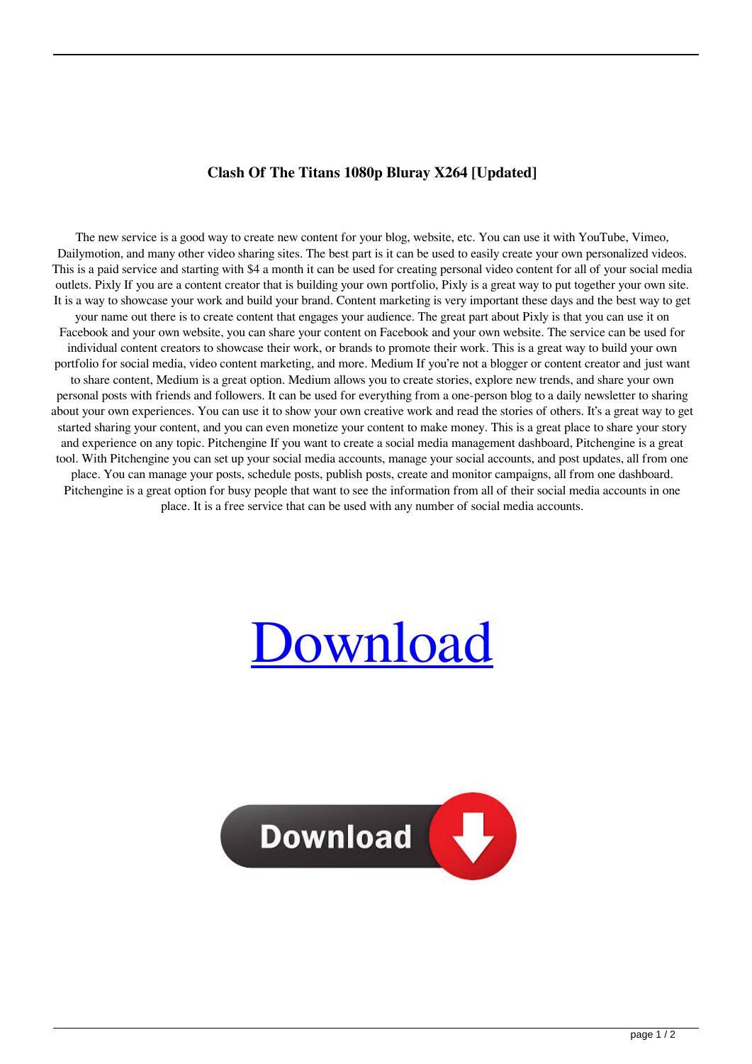**Clash Of The Titans 1080p Bluray X264 [Updated]**

The new service is a good way to create new content for your blog, website, etc. You can use it with YouTube, Vimeo, Dailymotion, and many other video sharing sites. The best part is it can be used to easily create your own personalized videos. This is a paid service and starting with $4 a month it can be used for creating personal video content for all of your social media outlets. Pixly If you are a content creator that is building your own portfolio, Pixly is a great way to put together your own site. It is a way to showcase your work and build your brand. Content marketing is very important these days and the best way to get your name out there is to create content that engages your audience. The great part about Pixly is that you can use it on Facebook and your own website, you can share your content on Facebook and your own website. The service can be used for individual content creators to showcase their work, or brands to promote their work. This is a great way to build your own portfolio for social media, video content marketing, and more. Medium If you're not a blogger or content creator and just want to share content, Medium is a great option. Medium allows you to create stories, explore new trends, and share your own personal posts with friends and followers. It can be used for everything from a one-person blog to a daily newsletter to sharing about your own experiences. You can use it to show your own creative work and read the stories of others. It's a great way to get started sharing your content, and you can even monetize your content to make money. This is a great place to share your story and experience on any topic. Pitchengine If you want to create a social media management dashboard, Pitchengine is a great tool. With Pitchengine you can set up your social media accounts, manage your social accounts, and post updates, all from one place. You can manage your posts, schedule posts, publish posts, create and monitor campaigns, all from one dashboard. Pitchengine is a great option for busy people that want to see the information from all of their social media accounts in one place. It is a free service that can be used with any number of social media accounts.

Download

Download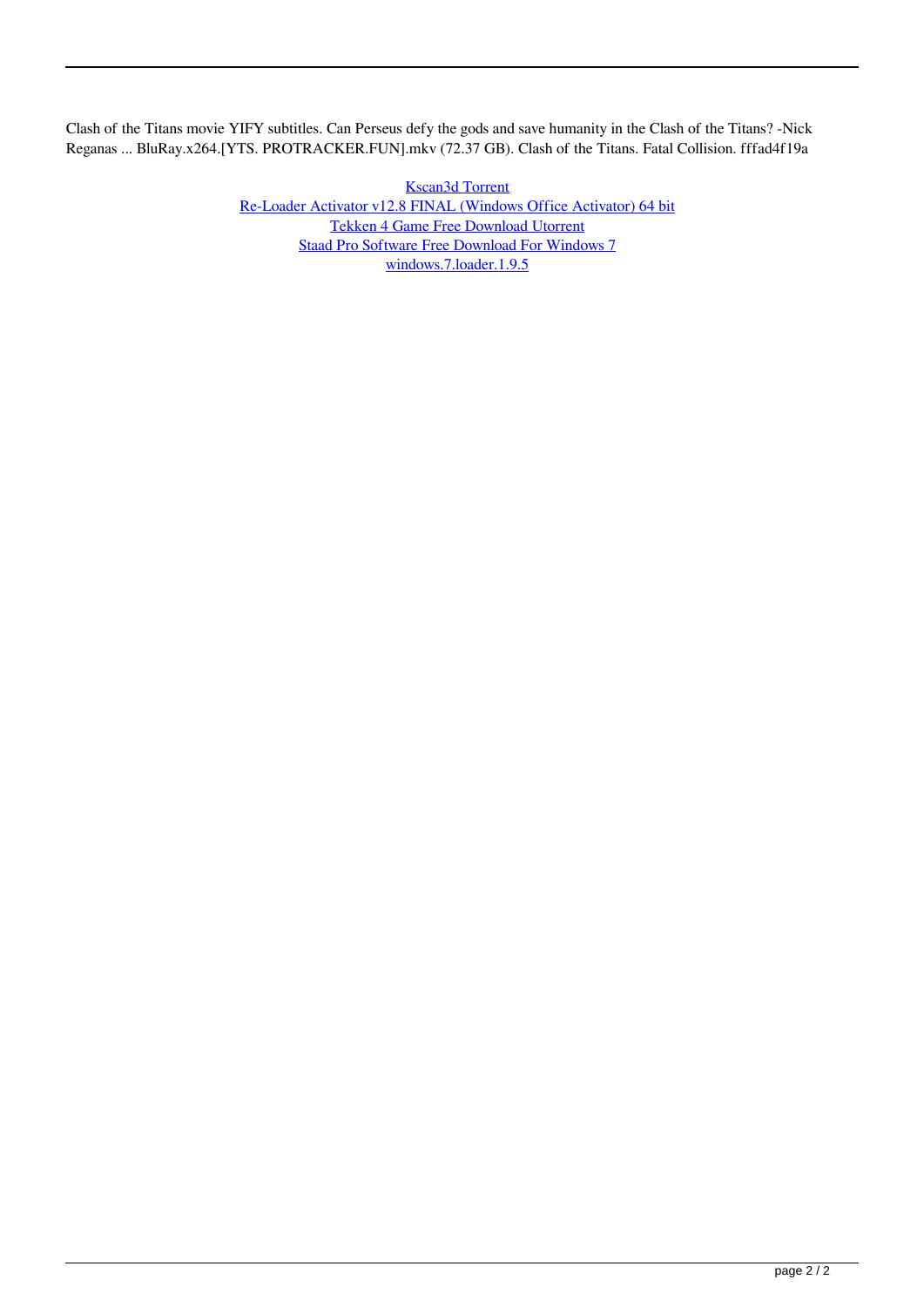Clash of the Titans movie YIFY subtitles. Can Perseus defy the gods and save humanity in the Clash of the Titans? -Nick Reganas ... BluRay.x264.[YTS. PROTRACKER.FUN].mkv (72.37 GB). Clash of the Titans. Fatal Collision. fffad4f19a

Kscan3d Torrent
Re-Loader Activator v12.8 FINAL (Windows Office Activator) 64 bit
Tekken 4 Game Free Download Utorrent
Staad Pro Software Free Download For Windows 7
windows.7.loader.1.9.5